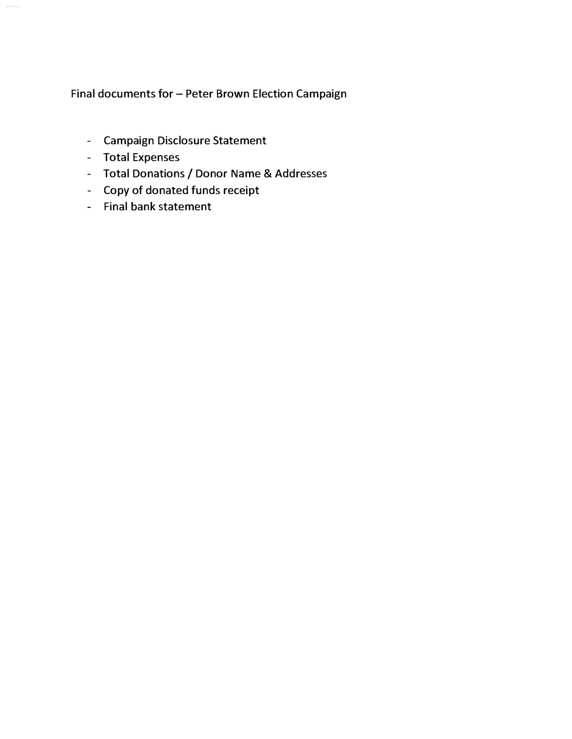Final documents for – Peter Brown Election Campaign

- Campaign Disclosure Statement
- Total Expenses
- Total Donations / Donor Name & Addresses
- Copy of donated funds receipt
- Final bank statement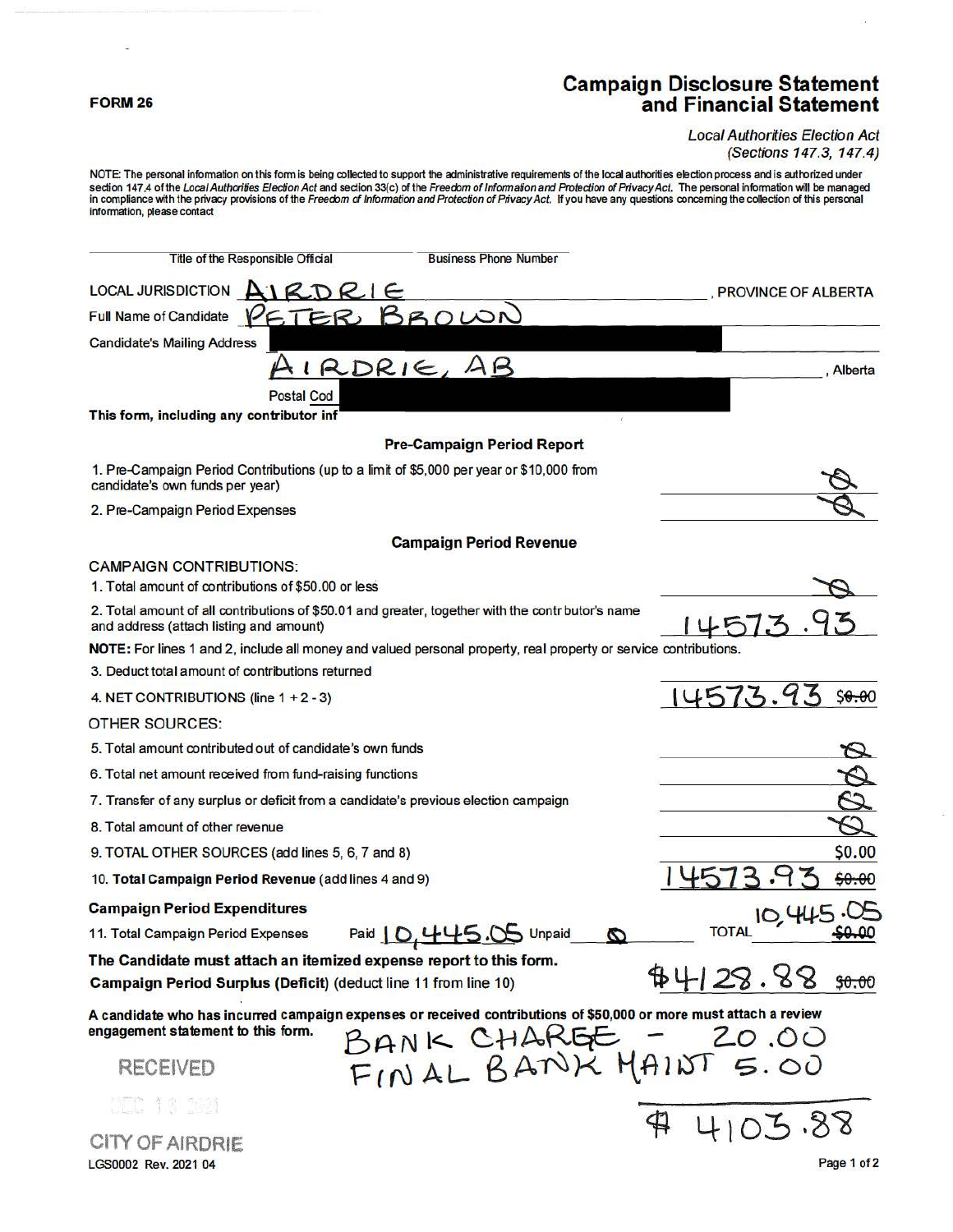**FORM 26**

# Campaign Disclosure Statement and Financial Statement

*Local Authorities Election Act*
*(Sections 147.3, 147.4)*

NOTE: The personal information on this form is being collected to support the administrative requirements of the local authorities election process and is authorized under section 147.4 of the *Local Authorities Election Act* and section 33(c) of the *Freedom of Information and Protection of Privacy Act*. The personal information will be managed in compliance with the privacy provisions of the *Freedom of Information and Protection of Privacy Act*. If you have any questions concerning the collection of this personal information, please contact

Title of the Responsible Official　　　　Business Phone Number

LOCAL JURISDICTION AIRDRIE, PROVINCE OF ALBERTA

Full Name of Candidate PETER BROWN

Candidate's Mailing Address [REDACTED]

AIRDRIE, AB, Alberta

Postal Cod [REDACTED]

**This form, including any contributor inf**

### Pre-Campaign Period Report

| | |
|---|---|
| 1. Pre-Campaign Period Contributions (up to a limit of $5,000 per year or $10,000 from candidate's own funds per year) | Ø |
| 2. Pre-Campaign Period Expenses | Ø |

### Campaign Period Revenue

CAMPAIGN CONTRIBUTIONS:

| | |
|---|---|
| 1. Total amount of contributions of $50.00 or less | Ø |
| 2. Total amount of all contributions of $50.01 and greater, together with the contr butor's name and address (attach listing and amount) | 14573.93 |

**NOTE:** For lines 1 and 2, include all money and valued personal property, real property or service contributions.

| | |
|---|---|
| 3. Deduct total amount of contributions returned | |
| 4. NET CONTRIBUTIONS (line 1 + 2 - 3) | 14573.93 ~~$0.00~~ |

OTHER SOURCES:

| | |
|---|---|
| 5. Total amount contributed out of candidate's own funds | Ø |
| 6. Total net amount received from fund-raising functions | Ø |
| 7. Transfer of any surplus or deficit from a candidate's previous election campaign | Ø |
| 8. Total amount of other revenue | Ø |
| 9. TOTAL OTHER SOURCES (add lines 5, 6, 7 and 8) | $0.00 |
| 10. **Total Campaign Period Revenue** (add lines 4 and 9) | 14573.93 ~~$0.00~~ |

**Campaign Period Expenditures**

11. Total Campaign Period Expenses　Paid 10,445.05　Unpaid Ø　TOTAL 10,445.05 ~~$0.00~~

**The Candidate must attach an itemized expense report to this form.**

**Campaign Period Surplus (Deficit)** (deduct line 11 from line 10)　$4128.88 ~~$0.00~~

**A candidate who has incurred campaign expenses or received contributions of $50,000 or more must attach a review engagement statement to this form.**

BANK CHARGE - 20.00
FINAL BANK MAINT 5.00

$ 4103.88

RECEIVED
DEC 13 2021
CITY OF AIRDRIE

LGS0002 Rev. 2021 04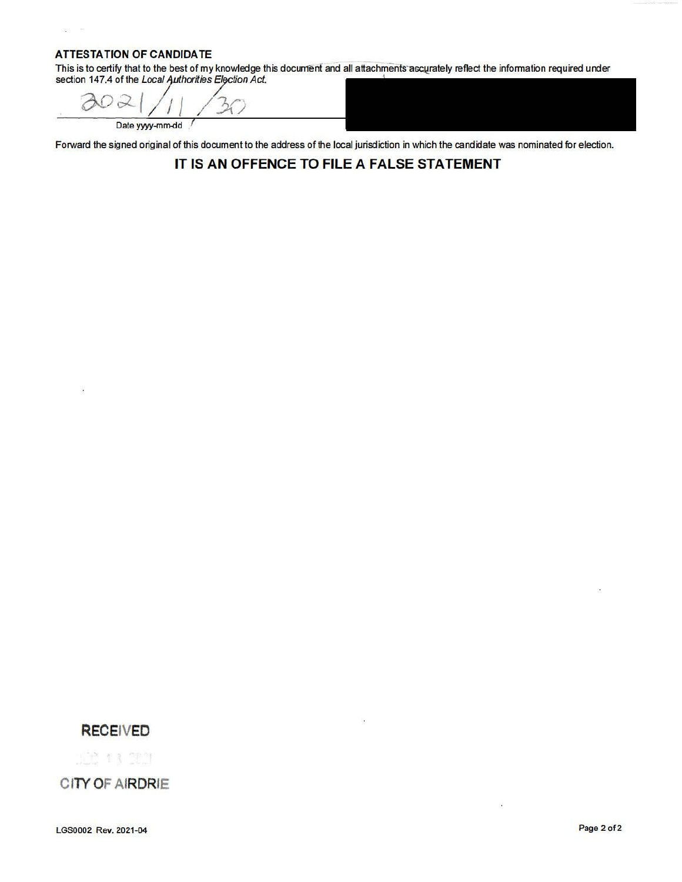**ATTESTATION OF CANDIDATE**

This is to certify that to the best of my knowledge this document and all attachments accurately reflect the information required under section 147.4 of the *Local Authorities Election Act*.

2021/11/30

Date yyyy-mm-dd

Forward the signed original of this document to the address of the local jurisdiction in which the candidate was nominated for election.

## IT IS AN OFFENCE TO FILE A FALSE STATEMENT

RECEIVED

DEC 13 2021

CITY OF AIRDRIE

LGS0002 Rev. 2021-04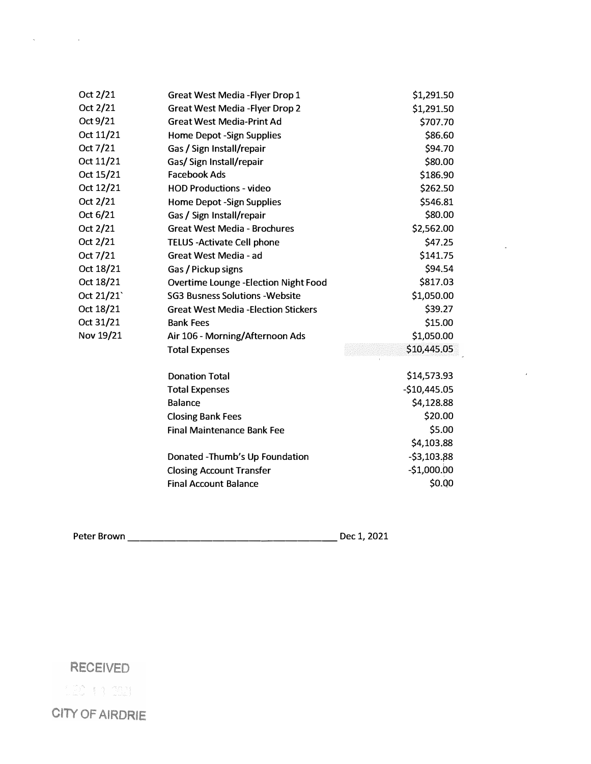| | | |
|---|---|---|
| Oct 2/21 | Great West Media -Flyer Drop 1 | $1,291.50 |
| Oct 2/21 | Great West Media -Flyer Drop 2 | $1,291.50 |
| Oct 9/21 | Great West Media-Print Ad | $707.70 |
| Oct 11/21 | Home Depot -Sign Supplies | $86.60 |
| Oct 7/21 | Gas / Sign Install/repair | $94.70 |
| Oct 11/21 | Gas/ Sign Install/repair | $80.00 |
| Oct 15/21 | Facebook Ads | $186.90 |
| Oct 12/21 | HOD Productions - video | $262.50 |
| Oct 2/21 | Home Depot -Sign Supplies | $546.81 |
| Oct 6/21 | Gas / Sign Install/repair | $80.00 |
| Oct 2/21 | Great West Media - Brochures | $2,562.00 |
| Oct 2/21 | TELUS -Activate Cell phone | $47.25 |
| Oct 7/21 | Great West Media - ad | $141.75 |
| Oct 18/21 | Gas / Pickup signs | $94.54 |
| Oct 18/21 | Overtime Lounge -Election Night Food | $817.03 |
| Oct 21/21` | SG3 Busness Solutions -Website | $1,050.00 |
| Oct 18/21 | Great West Media -Election Stickers | $39.27 |
| Oct 31/21 | Bank Fees | $15.00 |
| Nov 19/21 | Air 106 - Morning/Afternoon Ads | $1,050.00 |
| | Total Expenses | $10,445.05 |

| | |
|---|---|
| Donation Total | $14,573.93 |
| Total Expenses | -$10,445.05 |
| Balance | $4,128.88 |
| Closing Bank Fees | $20.00 |
| Final Maintenance Bank Fee | $5.00 |
| | $4,103.88 |
| Donated -Thumb's Up Foundation | -$3,103.88 |
| Closing Account Transfer | -$1,000.00 |
| Final Account Balance | $0.00 |

Peter Brown ______________________________ Dec 1, 2021

RECEIVED

DEC 1 1 2021

CITY OF AIRDRIE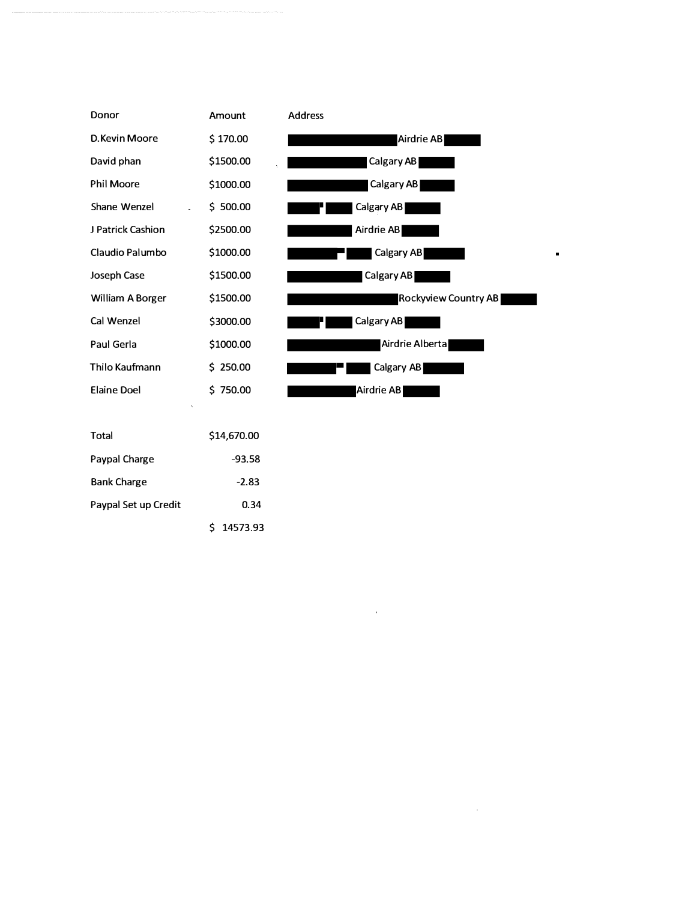| Donor | Amount | Address |
|---|---|---|
| D.Kevin Moore | $ 170.00 | ██████ Airdrie AB ██ |
| David phan | $1500.00 | ██████ Calgary AB ██ |
| Phil Moore | $1000.00 | ██████ Calgary AB ██ |
| Shane Wenzel | $ 500.00 | ██████ Calgary AB ██ |
| J Patrick Cashion | $2500.00 | ██████ Airdrie AB ██ |
| Claudio Palumbo | $1000.00 | ██████ Calgary AB ██ |
| Joseph Case | $1500.00 | ██████ Calgary AB ██ |
| William A Borger | $1500.00 | ██████ Rockyview Country AB ██ |
| Cal Wenzel | $3000.00 | ██████ Calgary AB ██ |
| Paul Gerla | $1000.00 | ██████ Airdrie Alberta ██ |
| Thilo Kaufmann | $ 250.00 | ██████ Calgary AB ██ |
| Elaine Doel | $ 750.00 | ██████ Airdrie AB ██ |

| | |
|---|---|
| Total | $14,670.00 |
| Paypal Charge | -93.58 |
| Bank Charge | -2.83 |
| Paypal Set up Credit | 0.34 |
| | $ 14573.93 |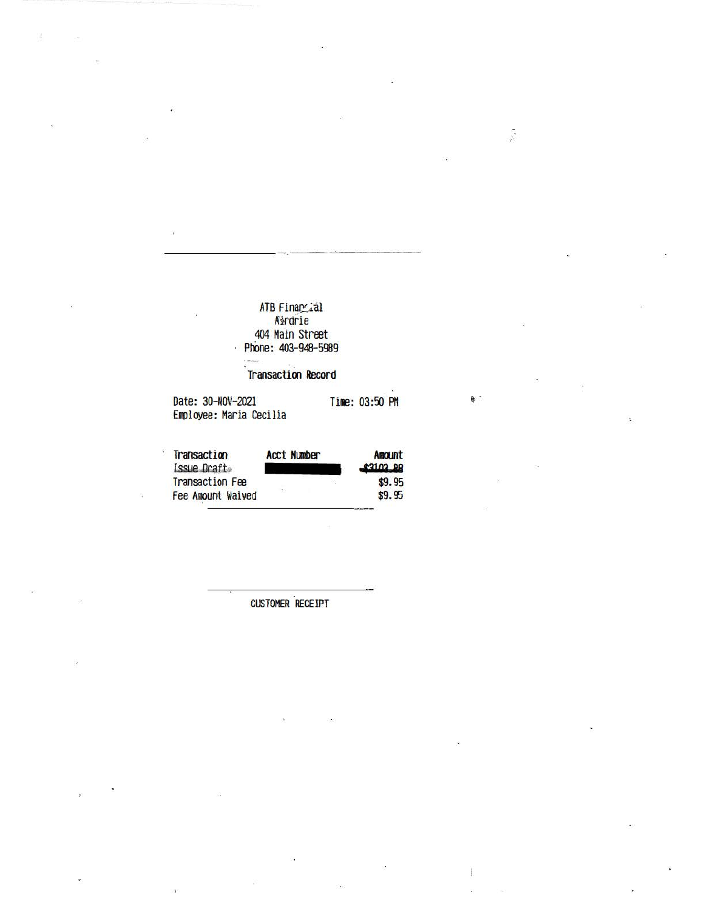ATB Financial
Airdrie
404 Main Street
Phone: 403-948-5989

**Transaction Record**

Date: 30-NOV-2021 Time: 03:50 PM
Employee: Maria Cecilia

| Transaction | Acct Number | Amount |
| --- | --- | --- |
| Issue Draft | ████████ | $3103.88 |
| Transaction Fee | | $9.95 |
| Fee Amount Waived | | $9.95 |

CUSTOMER RECEIPT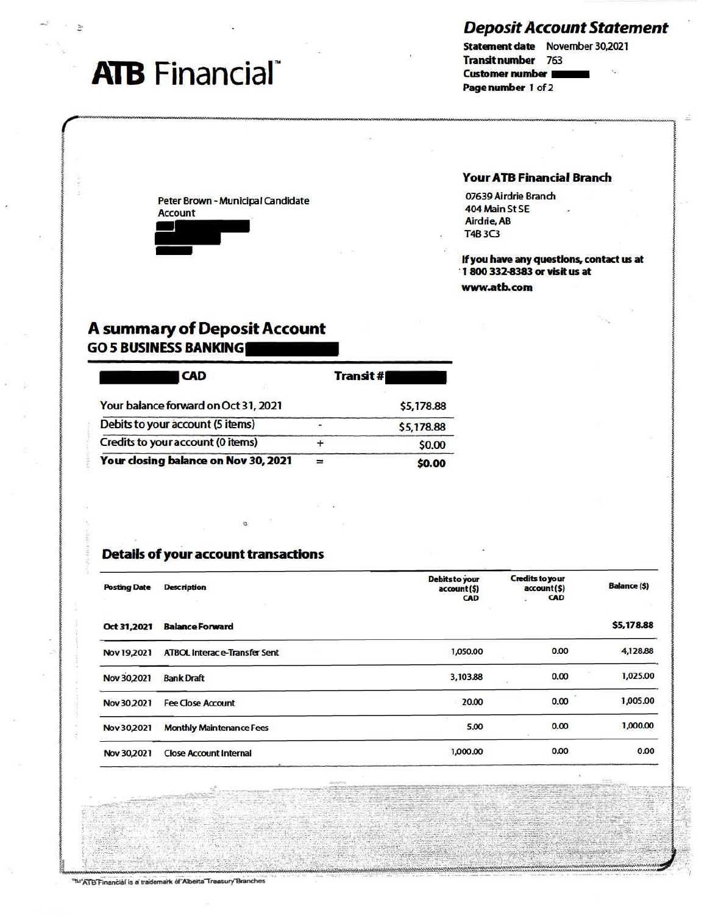# ATB Financial™

## Deposit Account Statement

**Statement date** November 30,2021
**Transit number** 763
**Customer number** ████
**Page number** 1 of 2

Peter Brown - Municipal Candidate Account
████
████
████

### Your ATB Financial Branch

07639 Airdrie Branch
404 Main St SE
Airdrie, AB
T4B 3C3

**If you have any questions, contact us at 1 800 332-8383 or visit us at www.atb.com**

## A summary of Deposit Account

**GO 5 BUSINESS BANKING** ████

| ████ CAD | | Transit # ████ |
|---|---|---|
| Your balance forward on Oct 31, 2021 | | $5,178.88 |
| Debits to your account (5 items) | - | $5,178.88 |
| Credits to your account (0 items) | + | $0.00 |
| **Your closing balance on Nov 30, 2021** | = | **$0.00** |

### Details of your account transactions

| Posting Date | Description | Debits to your account ($) CAD | Credits to your account ($) CAD | Balance ($) |
|---|---|---|---|---|
| **Oct 31,2021** | **Balance Forward** | | | **$5,178.88** |
| Nov 19,2021 | ATBOL Interac e-Transfer Sent | 1,050.00 | 0.00 | 4,128.88 |
| Nov 30,2021 | Bank Draft | 3,103.88 | 0.00 | 1,025.00 |
| Nov 30,2021 | Fee Close Account | 20.00 | 0.00 | 1,005.00 |
| Nov 30,2021 | Monthly Maintenance Fees | 5.00 | 0.00 | 1,000.00 |
| Nov 30,2021 | Close Account Internal | 1,000.00 | 0.00 | 0.00 |

™ ATB Financial is a trademark of Alberta Treasury Branches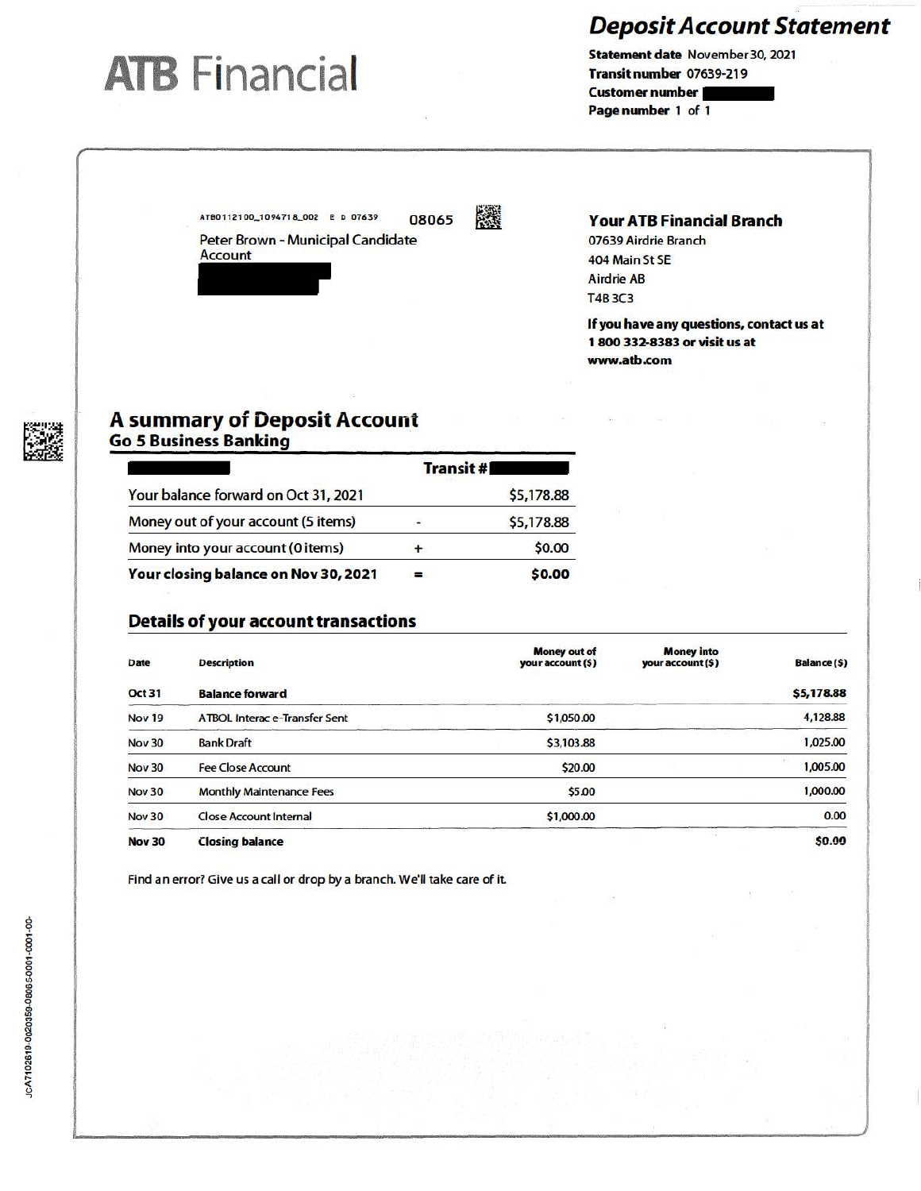# ATB Financial

## *Deposit Account Statement*

**Statement date** November 30, 2021
**Transit number** 07639-219
**Customer number** [REDACTED]
**Page number** 1 of 1

ATB0112100_1094718_002 E D 07639 08065

Peter Brown - Municipal Candidate Account
[REDACTED]

**Your ATB Financial Branch**
07639 Airdrie Branch
404 Main St SE
Airdrie AB
T4B 3C3

**If you have any questions, contact us at 1 800 332-8383 or visit us at www.atb.com**

## A summary of Deposit Account
### Go 5 Business Banking

| [REDACTED] | Transit # [REDACTED] | |
|---|---|---|
| Your balance forward on Oct 31, 2021 | | $5,178.88 |
| Money out of your account (5 items) | - | $5,178.88 |
| Money into your account (0 items) | + | $0.00 |
| **Your closing balance on Nov 30, 2021** | **=** | **$0.00** |

### Details of your account transactions

| Date | Description | Money out of your account ($) | Money into your account ($) | Balance ($) |
|---|---|---|---|---|
| **Oct 31** | **Balance forward** | | | **$5,178.88** |
| Nov 19 | ATBOL Interac e-Transfer Sent | $1,050.00 | | 4,128.88 |
| Nov 30 | Bank Draft | $3,103.88 | | 1,025.00 |
| Nov 30 | Fee Close Account | $20.00 | | 1,005.00 |
| Nov 30 | Monthly Maintenance Fees | $5.00 | | 1,000.00 |
| Nov 30 | Close Account Internal | $1,000.00 | | 0.00 |
| **Nov 30** | **Closing balance** | | | **$0.00** |

Find an error? Give us a call or drop by a branch. We'll take care of it.

JCA7102819-0020359-08065-0001-0001-00-